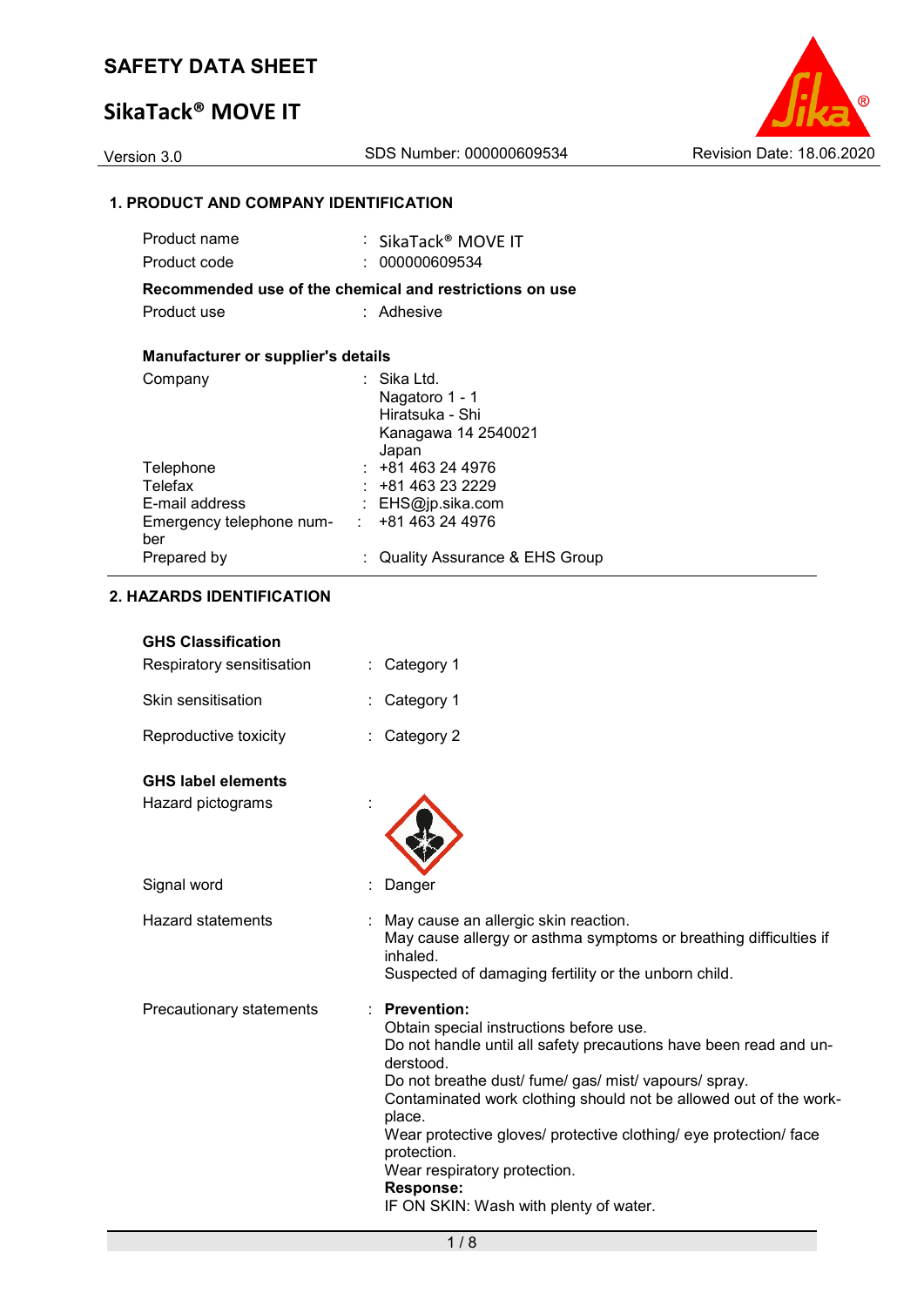# SAFETY DATA SHEET

# SikaTack® MOVE IT

Version 3.0 | SDS Number: 000000609534 | Revision Date: 18.06.2020

## 1. PRODUCT AND COMPANY IDENTIFICATION

| | |
|---|---|
| Product name | : SikaTack® MOVE IT |
| Product code | : 000000609534 |

**Recommended use of the chemical and restrictions on use**

| | |
|---|---|
| Product use | : Adhesive |

**Manufacturer or supplier's details**

| | |
|---|---|
| Company | : Sika Ltd.<br>Nagatoro 1 - 1<br>Hiratsuka - Shi<br>Kanagawa 14 2540021<br>Japan |
| Telephone | : +81 463 24 4976 |
| Telefax | : +81 463 23 2229 |
| E-mail address | : EHS@jp.sika.com |
| Emergency telephone number | : +81 463 24 4976 |
| Prepared by | : Quality Assurance & EHS Group |

## 2. HAZARDS IDENTIFICATION

**GHS Classification**

| | |
|---|---|
| Respiratory sensitisation | : Category 1 |
| Skin sensitisation | : Category 1 |
| Reproductive toxicity | : Category 2 |

**GHS label elements**

Hazard pictograms :

Signal word : Danger

Hazard statements : May cause an allergic skin reaction.
May cause allergy or asthma symptoms or breathing difficulties if inhaled.
Suspected of damaging fertility or the unborn child.

Precautionary statements : **Prevention:**
Obtain special instructions before use.
Do not handle until all safety precautions have been read and understood.
Do not breathe dust/ fume/ gas/ mist/ vapours/ spray.
Contaminated work clothing should not be allowed out of the workplace.
Wear protective gloves/ protective clothing/ eye protection/ face protection.
Wear respiratory protection.
**Response:**
IF ON SKIN: Wash with plenty of water.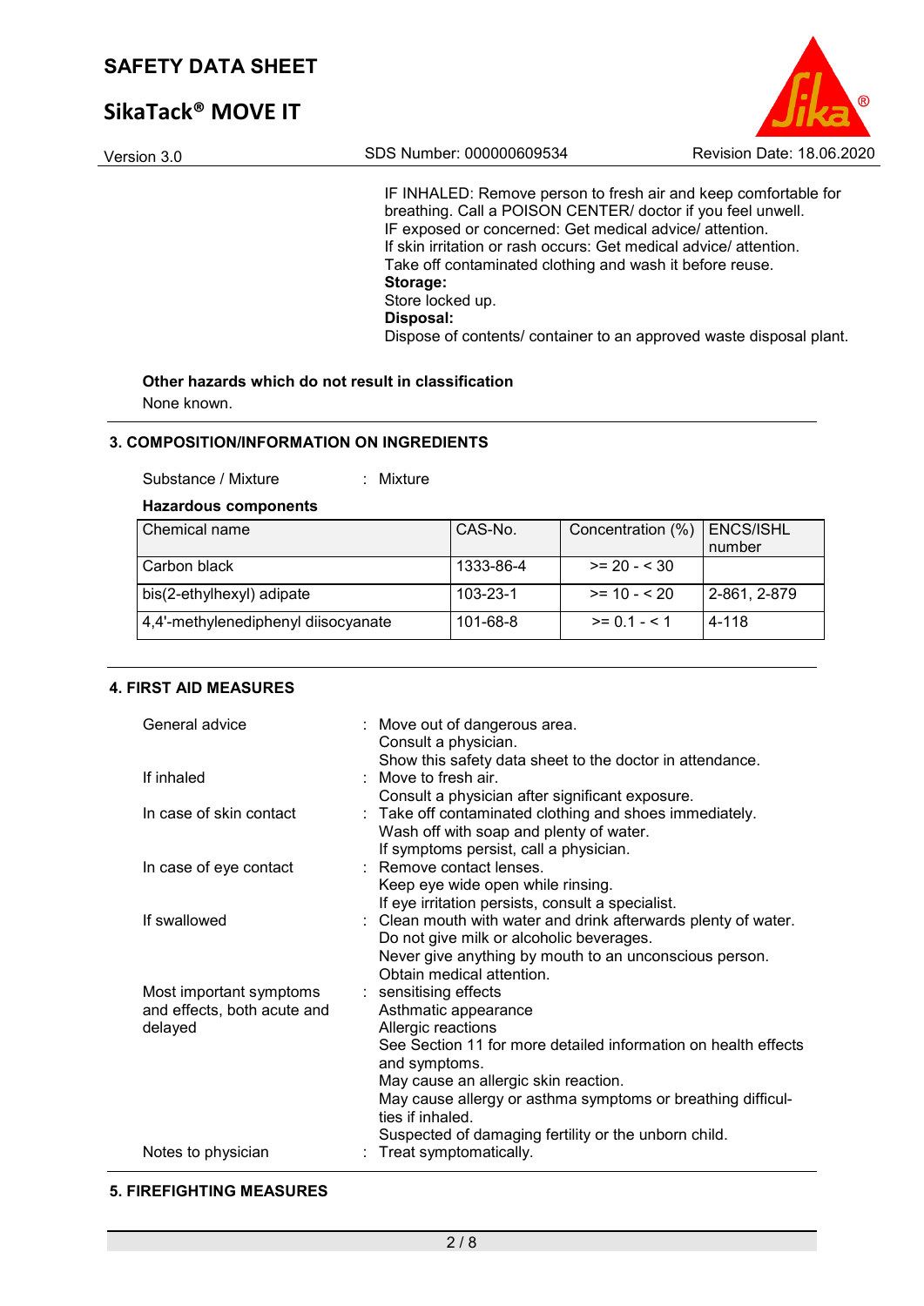IF INHALED: Remove person to fresh air and keep comfortable for breathing. Call a POISON CENTER/ doctor if you feel unwell.
IF exposed or concerned: Get medical advice/ attention.
If skin irritation or rash occurs: Get medical advice/ attention.
Take off contaminated clothing and wash it before reuse.
**Storage:**
Store locked up.
**Disposal:**
Dispose of contents/ container to an approved waste disposal plant.

**Other hazards which do not result in classification**

None known.

## 3. COMPOSITION/INFORMATION ON INGREDIENTS

Substance / Mixture : Mixture

**Hazardous components**

| Chemical name | CAS-No. | Concentration (%) | ENCS/ISHL number |
|---|---|---|---|
| Carbon black | 1333-86-4 | >= 20 - < 30 | |
| bis(2-ethylhexyl) adipate | 103-23-1 | >= 10 - < 20 | 2-861, 2-879 |
| 4,4'-methylenediphenyl diisocyanate | 101-68-8 | >= 0.1 - < 1 | 4-118 |

## 4. FIRST AID MEASURES

General advice : Move out of dangerous area.
Consult a physician.
Show this safety data sheet to the doctor in attendance.

If inhaled : Move to fresh air.
Consult a physician after significant exposure.

In case of skin contact : Take off contaminated clothing and shoes immediately.
Wash off with soap and plenty of water.
If symptoms persist, call a physician.

In case of eye contact : Remove contact lenses.
Keep eye wide open while rinsing.
If eye irritation persists, consult a specialist.

If swallowed : Clean mouth with water and drink afterwards plenty of water.
Do not give milk or alcoholic beverages.
Never give anything by mouth to an unconscious person.
Obtain medical attention.

Most important symptoms and effects, both acute and delayed : sensitising effects
Asthmatic appearance
Allergic reactions
See Section 11 for more detailed information on health effects and symptoms.
May cause an allergic skin reaction.
May cause allergy or asthma symptoms or breathing difficulties if inhaled.
Suspected of damaging fertility or the unborn child.

Notes to physician : Treat symptomatically.

## 5. FIREFIGHTING MEASURES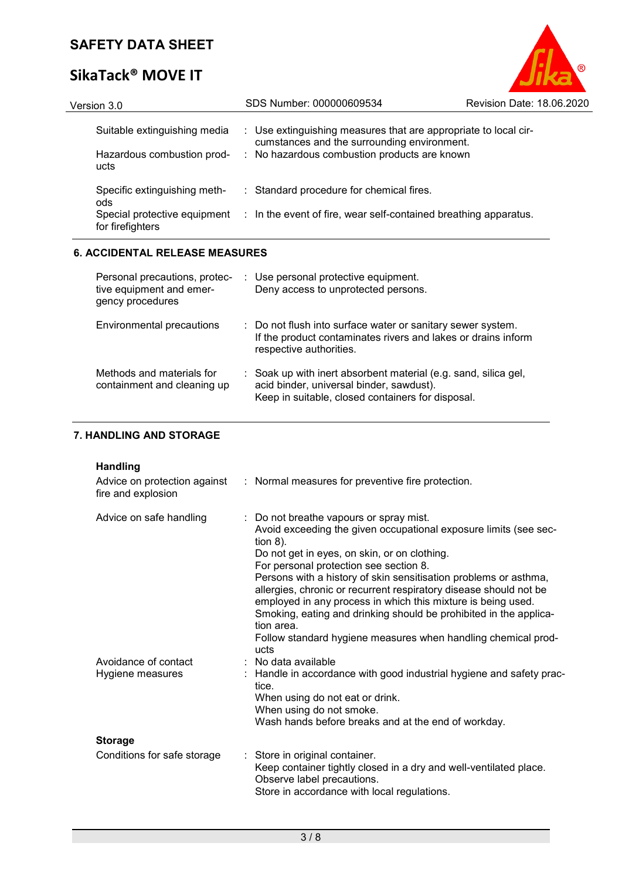| | | |
|---|---|---|
| Suitable extinguishing media | : | Use extinguishing measures that are appropriate to local circumstances and the surrounding environment. |
| Hazardous combustion products | : | No hazardous combustion products are known |
| Specific extinguishing methods | : | Standard procedure for chemical fires. |
| Special protective equipment for firefighters | : | In the event of fire, wear self-contained breathing apparatus. |

## 6. ACCIDENTAL RELEASE MEASURES

| | | |
|---|---|---|
| Personal precautions, protective equipment and emergency procedures | : | Use personal protective equipment.<br>Deny access to unprotected persons. |
| Environmental precautions | : | Do not flush into surface water or sanitary sewer system.<br>If the product contaminates rivers and lakes or drains inform respective authorities. |
| Methods and materials for containment and cleaning up | : | Soak up with inert absorbent material (e.g. sand, silica gel, acid binder, universal binder, sawdust).<br>Keep in suitable, closed containers for disposal. |

## 7. HANDLING AND STORAGE

**Handling**

| | | |
|---|---|---|
| Advice on protection against fire and explosion | : | Normal measures for preventive fire protection. |
| Advice on safe handling | : | Do not breathe vapours or spray mist.<br>Avoid exceeding the given occupational exposure limits (see section 8).<br>Do not get in eyes, on skin, or on clothing.<br>For personal protection see section 8.<br>Persons with a history of skin sensitisation problems or asthma, allergies, chronic or recurrent respiratory disease should not be employed in any process in which this mixture is being used.<br>Smoking, eating and drinking should be prohibited in the application area.<br>Follow standard hygiene measures when handling chemical products |
| Avoidance of contact | : | No data available |
| Hygiene measures | : | Handle in accordance with good industrial hygiene and safety practice.<br>When using do not eat or drink.<br>When using do not smoke.<br>Wash hands before breaks and at the end of workday. |

**Storage**

| | | |
|---|---|---|
| Conditions for safe storage | : | Store in original container.<br>Keep container tightly closed in a dry and well-ventilated place.<br>Observe label precautions.<br>Store in accordance with local regulations. |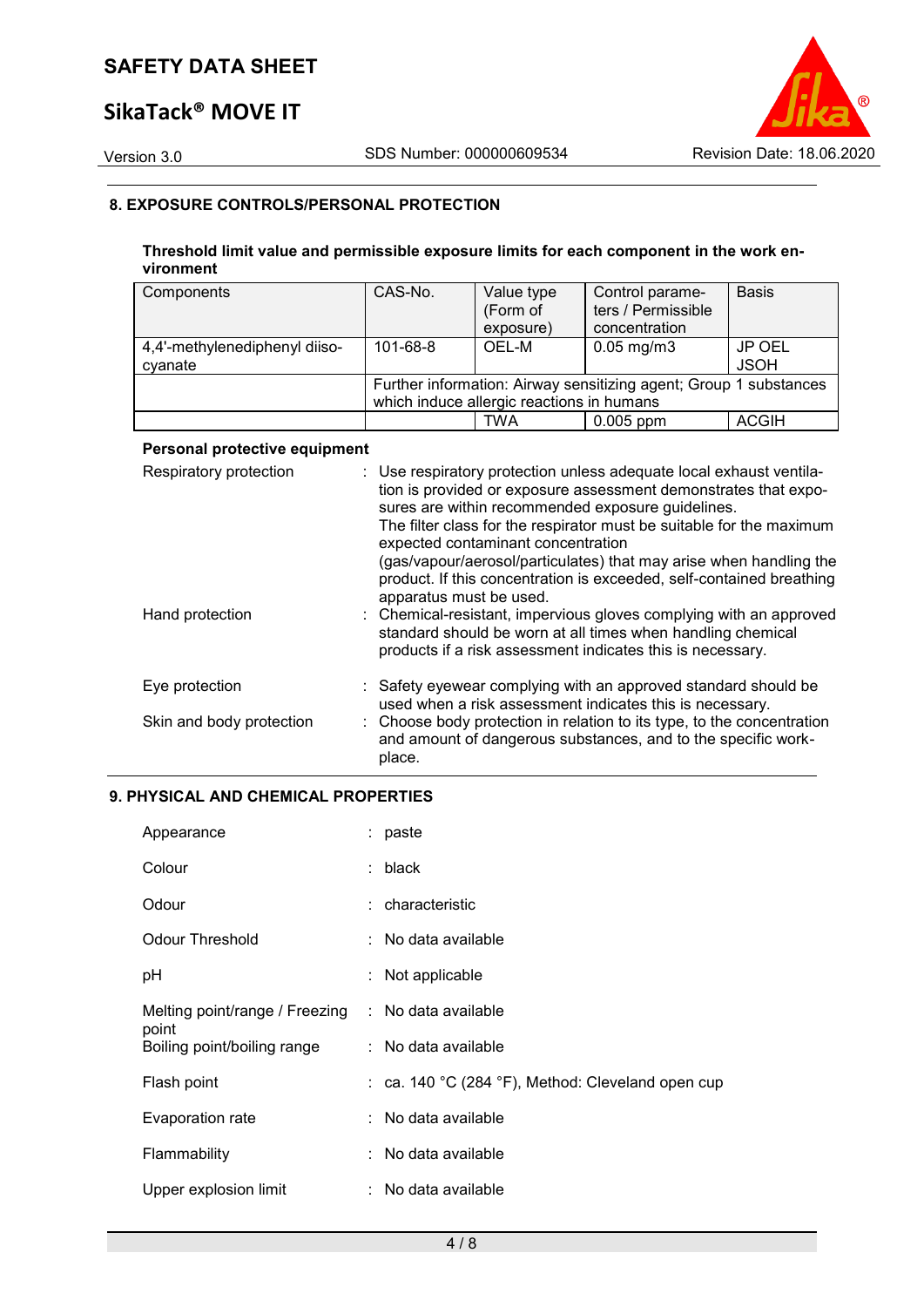## 8. EXPOSURE CONTROLS/PERSONAL PROTECTION

**Threshold limit value and permissible exposure limits for each component in the work environment**

| Components | CAS-No. | Value type (Form of exposure) | Control parameters / Permissible concentration | Basis |
|---|---|---|---|---|
| 4,4'-methylenediphenyl diisocyanate | 101-68-8 | OEL-M | 0.05 mg/m3 | JP OEL JSOH |
| | Further information: Airway sensitizing agent; Group 1 substances which induce allergic reactions in humans | | | |
| | | TWA | 0.005 ppm | ACGIH |

**Personal protective equipment**

Respiratory protection : Use respiratory protection unless adequate local exhaust ventilation is provided or exposure assessment demonstrates that exposures are within recommended exposure guidelines.
The filter class for the respirator must be suitable for the maximum expected contaminant concentration (gas/vapour/aerosol/particulates) that may arise when handling the product. If this concentration is exceeded, self-contained breathing apparatus must be used.

Hand protection : Chemical-resistant, impervious gloves complying with an approved standard should be worn at all times when handling chemical products if a risk assessment indicates this is necessary.

Eye protection : Safety eyewear complying with an approved standard should be used when a risk assessment indicates this is necessary.

Skin and body protection : Choose body protection in relation to its type, to the concentration and amount of dangerous substances, and to the specific work-place.

## 9. PHYSICAL AND CHEMICAL PROPERTIES

Appearance : paste

Colour : black

Odour : characteristic

Odour Threshold : No data available

pH : Not applicable

Melting point/range / Freezing point : No data available

Boiling point/boiling range : No data available

Flash point : ca. 140 °C (284 °F), Method: Cleveland open cup

Evaporation rate : No data available

Flammability : No data available

Upper explosion limit : No data available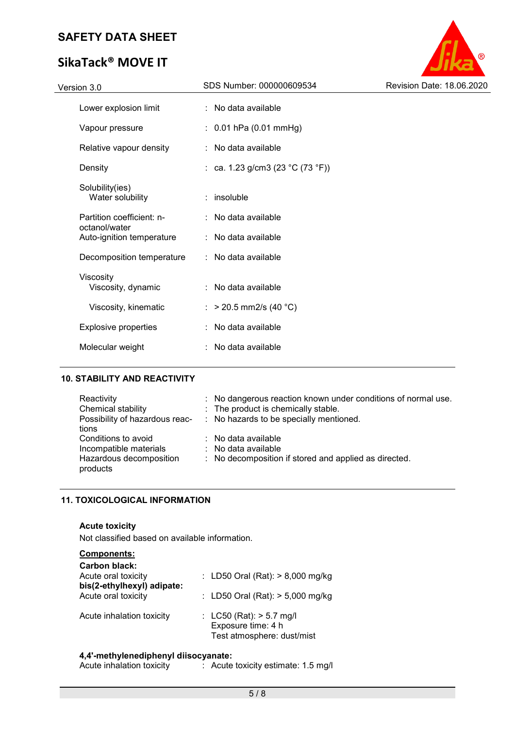| | | |
|---|---|---|
| Lower explosion limit | : | No data available |
| Vapour pressure | : | 0.01 hPa (0.01 mmHg) |
| Relative vapour density | : | No data available |
| Density | : | ca. 1.23 g/cm3 (23 °C (73 °F)) |
| Solubility(ies) | | |
| Water solubility | : | insoluble |
| Partition coefficient: n-octanol/water | : | No data available |
| Auto-ignition temperature | : | No data available |
| Decomposition temperature | : | No data available |
| Viscosity | | |
| Viscosity, dynamic | : | No data available |
| Viscosity, kinematic | : | > 20.5 mm2/s (40 °C) |
| Explosive properties | : | No data available |
| Molecular weight | : | No data available |

## 10. STABILITY AND REACTIVITY

| | | |
|---|---|---|
| Reactivity | : | No dangerous reaction known under conditions of normal use. |
| Chemical stability | : | The product is chemically stable. |
| Possibility of hazardous reactions | : | No hazards to be specially mentioned. |
| Conditions to avoid | : | No data available |
| Incompatible materials | : | No data available |
| Hazardous decomposition products | : | No decomposition if stored and applied as directed. |

## 11. TOXICOLOGICAL INFORMATION

**Acute toxicity**

Not classified based on available information.

**Components:**

**Carbon black:**

| | | |
|---|---|---|
| Acute oral toxicity | : | LD50 Oral (Rat): > 8,000 mg/kg |

**bis(2-ethylhexyl) adipate:**

| | | |
|---|---|---|
| Acute oral toxicity | : | LD50 Oral (Rat): > 5,000 mg/kg |
| Acute inhalation toxicity | : | LC50 (Rat): > 5.7 mg/l<br>Exposure time: 4 h<br>Test atmosphere: dust/mist |

**4,4'-methylenediphenyl diisocyanate:**

| | | |
|---|---|---|
| Acute inhalation toxicity | : | Acute toxicity estimate: 1.5 mg/l |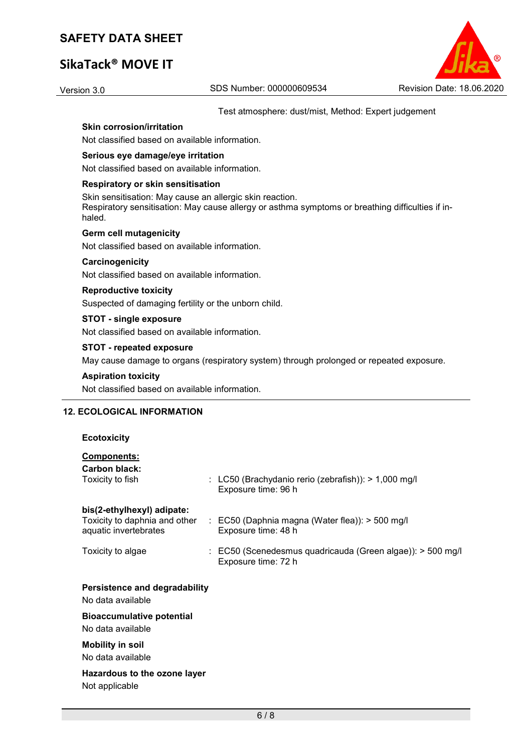Test atmosphere: dust/mist, Method: Expert judgement

**Skin corrosion/irritation**

Not classified based on available information.

**Serious eye damage/eye irritation**

Not classified based on available information.

**Respiratory or skin sensitisation**

Skin sensitisation: May cause an allergic skin reaction.
Respiratory sensitisation: May cause allergy or asthma symptoms or breathing difficulties if inhaled.

**Germ cell mutagenicity**

Not classified based on available information.

**Carcinogenicity**

Not classified based on available information.

**Reproductive toxicity**

Suspected of damaging fertility or the unborn child.

**STOT - single exposure**

Not classified based on available information.

**STOT - repeated exposure**

May cause damage to organs (respiratory system) through prolonged or repeated exposure.

**Aspiration toxicity**

Not classified based on available information.

## 12. ECOLOGICAL INFORMATION

**Ecotoxicity**

**Components:**

**Carbon black:**

| | |
|---|---|
| Toxicity to fish | : LC50 (Brachydanio rerio (zebrafish)): > 1,000 mg/l<br>Exposure time: 96 h |

**bis(2-ethylhexyl) adipate:**

| | |
|---|---|
| Toxicity to daphnia and other aquatic invertebrates | : EC50 (Daphnia magna (Water flea)): > 500 mg/l<br>Exposure time: 48 h |
| Toxicity to algae | : EC50 (Scenedesmus quadricauda (Green algae)): > 500 mg/l<br>Exposure time: 72 h |

**Persistence and degradability**

No data available

**Bioaccumulative potential**

No data available

**Mobility in soil**

No data available

**Hazardous to the ozone layer**

Not applicable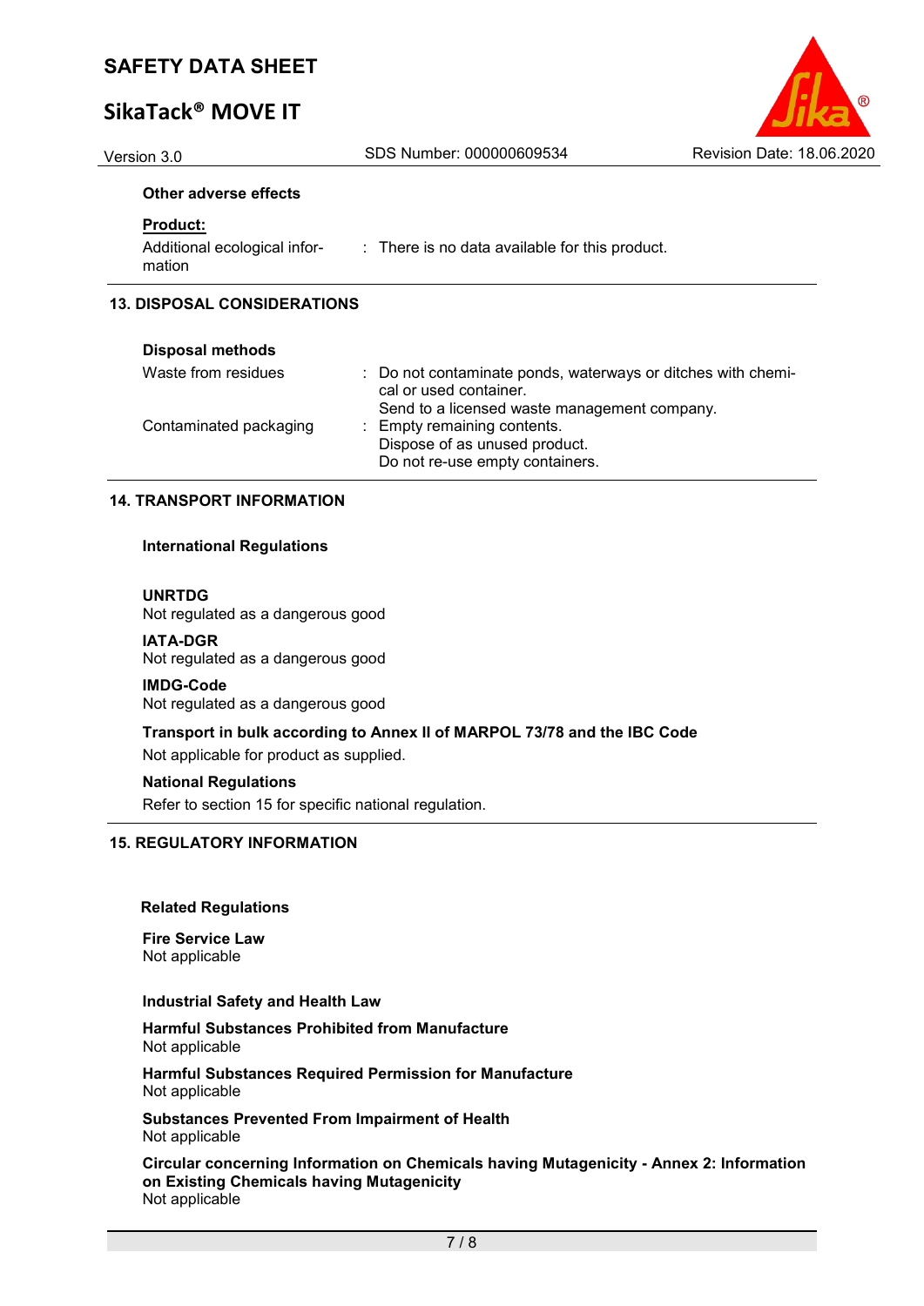**Other adverse effects**

**Product:**

| | |
|---|---|
| Additional ecological information | : There is no data available for this product. |

## 13. DISPOSAL CONSIDERATIONS

**Disposal methods**

| | |
|---|---|
| Waste from residues | : Do not contaminate ponds, waterways or ditches with chemical or used container. Send to a licensed waste management company. |
| Contaminated packaging | : Empty remaining contents. Dispose of as unused product. Do not re-use empty containers. |

## 14. TRANSPORT INFORMATION

**International Regulations**

**UNRTDG**
Not regulated as a dangerous good

**IATA-DGR**
Not regulated as a dangerous good

**IMDG-Code**
Not regulated as a dangerous good

**Transport in bulk according to Annex II of MARPOL 73/78 and the IBC Code**
Not applicable for product as supplied.

**National Regulations**
Refer to section 15 for specific national regulation.

## 15. REGULATORY INFORMATION

**Related Regulations**

**Fire Service Law**
Not applicable

**Industrial Safety and Health Law**

**Harmful Substances Prohibited from Manufacture**
Not applicable

**Harmful Substances Required Permission for Manufacture**
Not applicable

**Substances Prevented From Impairment of Health**
Not applicable

**Circular concerning Information on Chemicals having Mutagenicity - Annex 2: Information on Existing Chemicals having Mutagenicity**
Not applicable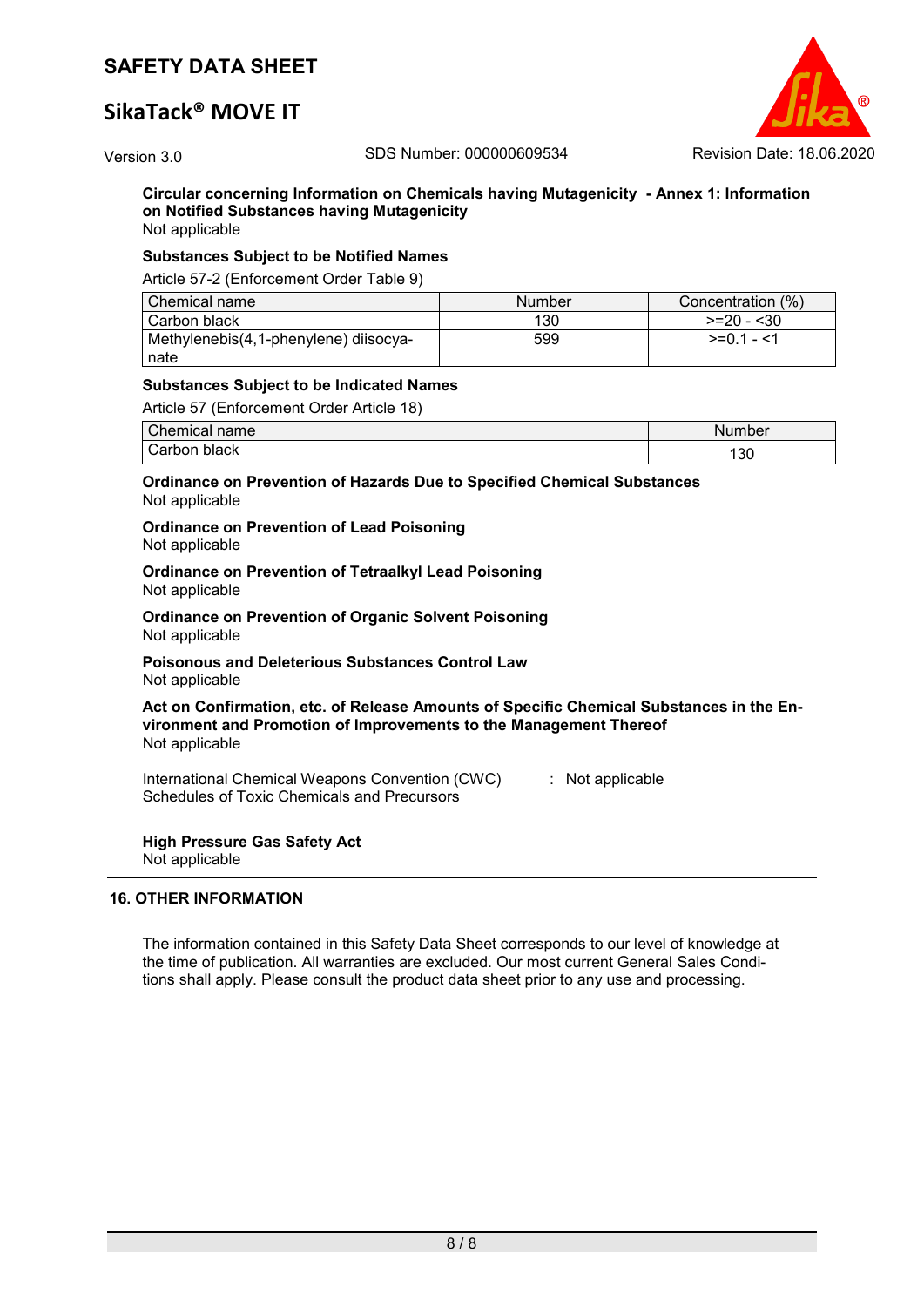**Circular concerning Information on Chemicals having Mutagenicity - Annex 1: Information on Notified Substances having Mutagenicity**
Not applicable

**Substances Subject to be Notified Names**

Article 57-2 (Enforcement Order Table 9)

| Chemical name | Number | Concentration (%) |
|---|---|---|
| Carbon black | 130 | >=20 - <30 |
| Methylenebis(4,1-phenylene) diisocyanate | 599 | >=0.1 - <1 |

**Substances Subject to be Indicated Names**

Article 57 (Enforcement Order Article 18)

| Chemical name | Number |
|---|---|
| Carbon black | 130 |

**Ordinance on Prevention of Hazards Due to Specified Chemical Substances**
Not applicable

**Ordinance on Prevention of Lead Poisoning**
Not applicable

**Ordinance on Prevention of Tetraalkyl Lead Poisoning**
Not applicable

**Ordinance on Prevention of Organic Solvent Poisoning**
Not applicable

**Poisonous and Deleterious Substances Control Law**
Not applicable

**Act on Confirmation, etc. of Release Amounts of Specific Chemical Substances in the Environment and Promotion of Improvements to the Management Thereof**
Not applicable

International Chemical Weapons Convention (CWC) Schedules of Toxic Chemicals and Precursors : Not applicable

**High Pressure Gas Safety Act**
Not applicable

## 16. OTHER INFORMATION

The information contained in this Safety Data Sheet corresponds to our level of knowledge at the time of publication. All warranties are excluded. Our most current General Sales Conditions shall apply. Please consult the product data sheet prior to any use and processing.